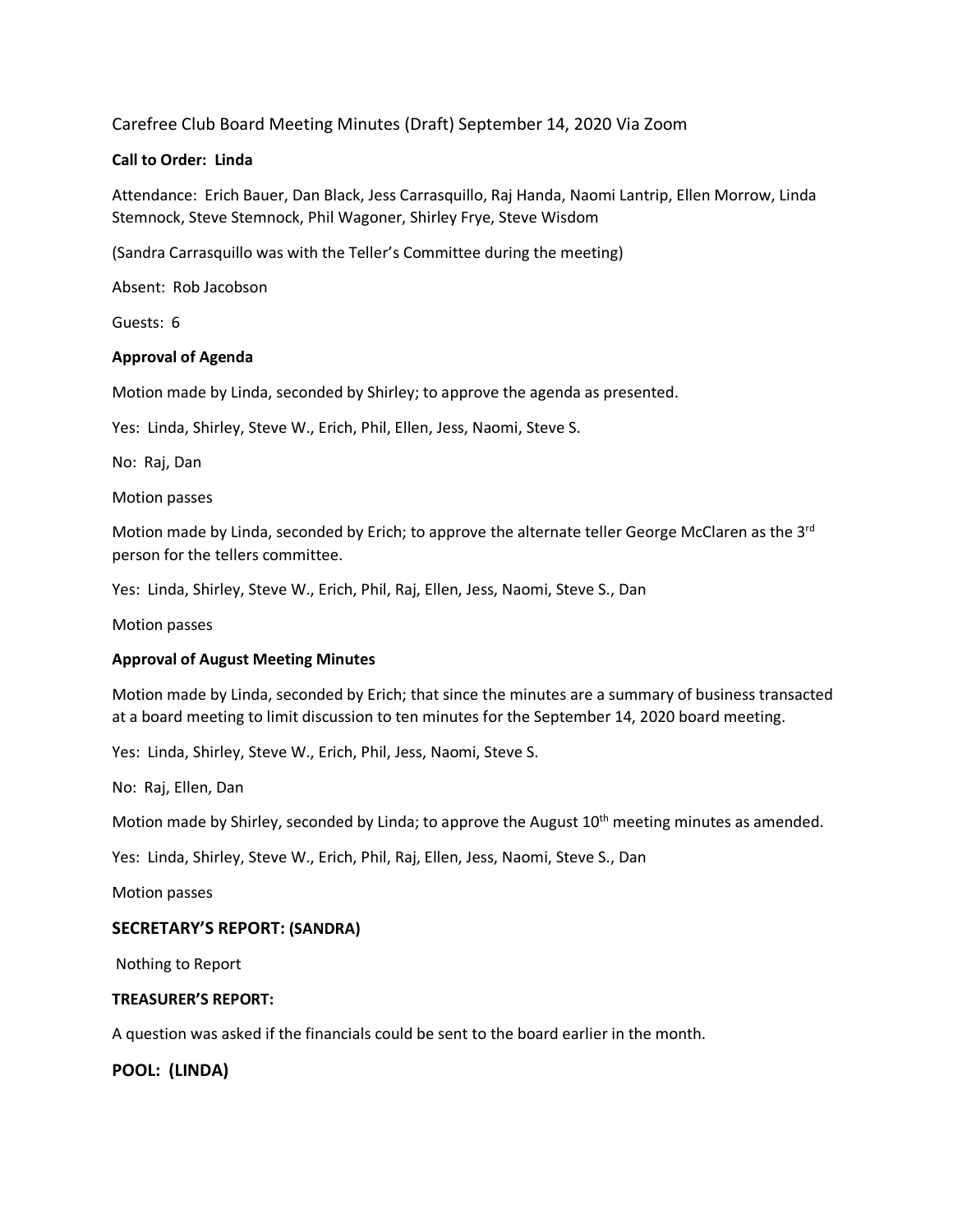Carefree Club Board Meeting Minutes (Draft) September 14, 2020 Via Zoom

**Call to Order: Linda**

Attendance: Erich Bauer, Dan Black, Jess Carrasquillo, Raj Handa, Naomi Lantrip, Ellen Morrow, Linda Stemnock, Steve Stemnock, Phil Wagoner, Shirley Frye, Steve Wisdom

(Sandra Carrasquillo was with the Teller's Committee during the meeting)

Absent: Rob Jacobson

Guests: 6

**Approval of Agenda**

Motion made by Linda, seconded by Shirley; to approve the agenda as presented.

Yes: Linda, Shirley, Steve W., Erich, Phil, Ellen, Jess, Naomi, Steve S.

No: Raj, Dan

Motion passes

Motion made by Linda, seconded by Erich; to approve the alternate teller George McClaren as the 3rd person for the tellers committee.

Yes: Linda, Shirley, Steve W., Erich, Phil, Raj, Ellen, Jess, Naomi, Steve S., Dan

Motion passes

**Approval of August Meeting Minutes**

Motion made by Linda, seconded by Erich; that since the minutes are a summary of business transacted at a board meeting to limit discussion to ten minutes for the September 14, 2020 board meeting.

Yes: Linda, Shirley, Steve W., Erich, Phil, Jess, Naomi, Steve S.

No: Raj, Ellen, Dan

Motion made by Shirley, seconded by Linda; to approve the August 10th meeting minutes as amended.

Yes: Linda, Shirley, Steve W., Erich, Phil, Raj, Ellen, Jess, Naomi, Steve S., Dan

Motion passes

## SECRETARY'S REPORT: (SANDRA)

Nothing to Report

**TREASURER'S REPORT:**

A question was asked if the financials could be sent to the board earlier in the month.

## POOL: (LINDA)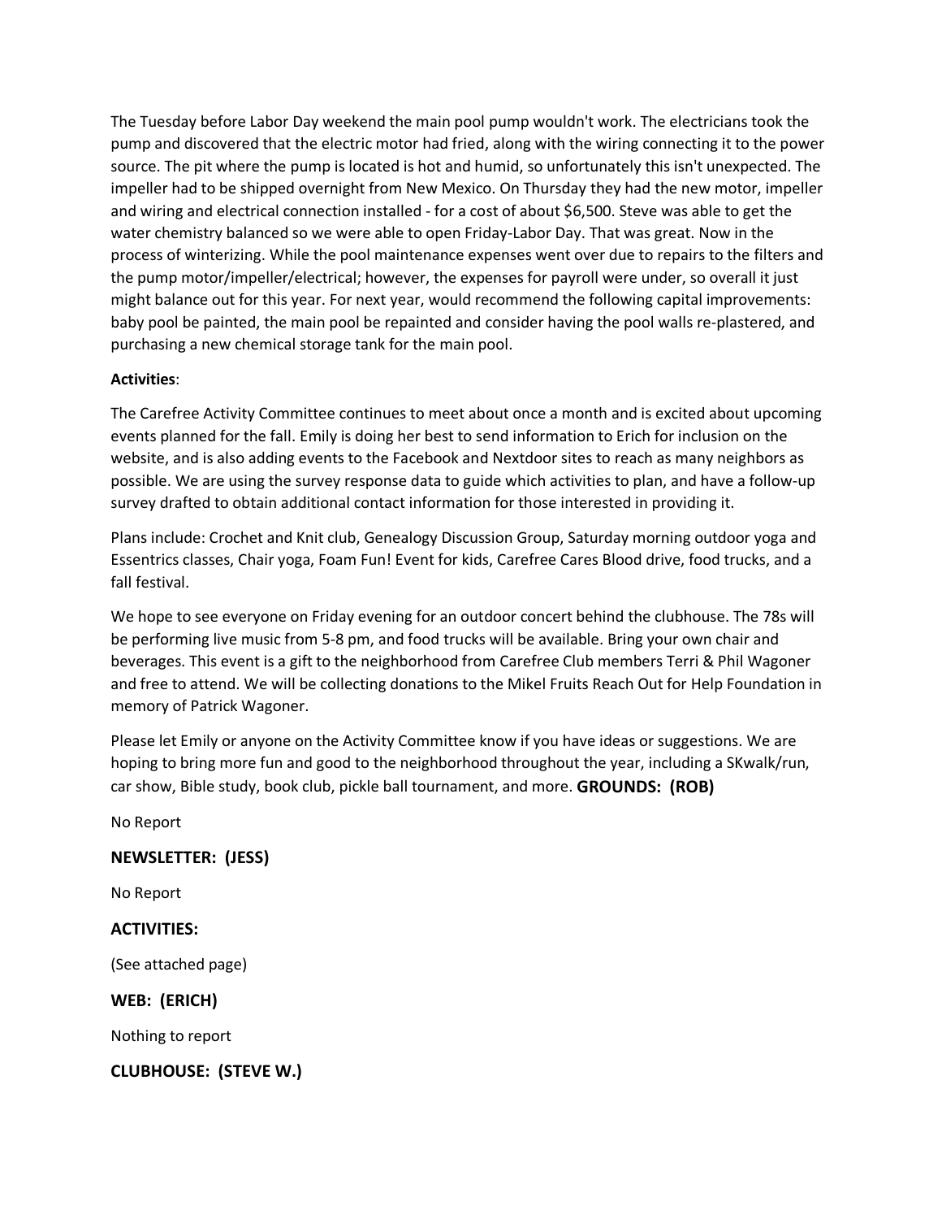The Tuesday before Labor Day weekend the main pool pump wouldn't work. The electricians took the pump and discovered that the electric motor had fried, along with the wiring connecting it to the power source. The pit where the pump is located is hot and humid, so unfortunately this isn't unexpected. The impeller had to be shipped overnight from New Mexico. On Thursday they had the new motor, impeller and wiring and electrical connection installed - for a cost of about $6,500. Steve was able to get the water chemistry balanced so we were able to open Friday-Labor Day. That was great. Now in the process of winterizing. While the pool maintenance expenses went over due to repairs to the filters and the pump motor/impeller/electrical; however, the expenses for payroll were under, so overall it just might balance out for this year. For next year, would recommend the following capital improvements: baby pool be painted, the main pool be repainted and consider having the pool walls re-plastered, and purchasing a new chemical storage tank for the main pool.

**Activities**:

The Carefree Activity Committee continues to meet about once a month and is excited about upcoming events planned for the fall. Emily is doing her best to send information to Erich for inclusion on the website, and is also adding events to the Facebook and Nextdoor sites to reach as many neighbors as possible. We are using the survey response data to guide which activities to plan, and have a follow-up survey drafted to obtain additional contact information for those interested in providing it.

Plans include: Crochet and Knit club, Genealogy Discussion Group, Saturday morning outdoor yoga and Essentrics classes, Chair yoga, Foam Fun! Event for kids, Carefree Cares Blood drive, food trucks, and a fall festival.

We hope to see everyone on Friday evening for an outdoor concert behind the clubhouse. The 78s will be performing live music from 5-8 pm, and food trucks will be available. Bring your own chair and beverages. This event is a gift to the neighborhood from Carefree Club members Terri & Phil Wagoner and free to attend. We will be collecting donations to the Mikel Fruits Reach Out for Help Foundation in memory of Patrick Wagoner.

Please let Emily or anyone on the Activity Committee know if you have ideas or suggestions. We are hoping to bring more fun and good to the neighborhood throughout the year, including a SKwalk/run, car show, Bible study, book club, pickle ball tournament, and more. **GROUNDS: (ROB)**

No Report

### NEWSLETTER: (JESS)

No Report

### ACTIVITIES:

(See attached page)

### WEB: (ERICH)

Nothing to report

### CLUBHOUSE: (STEVE W.)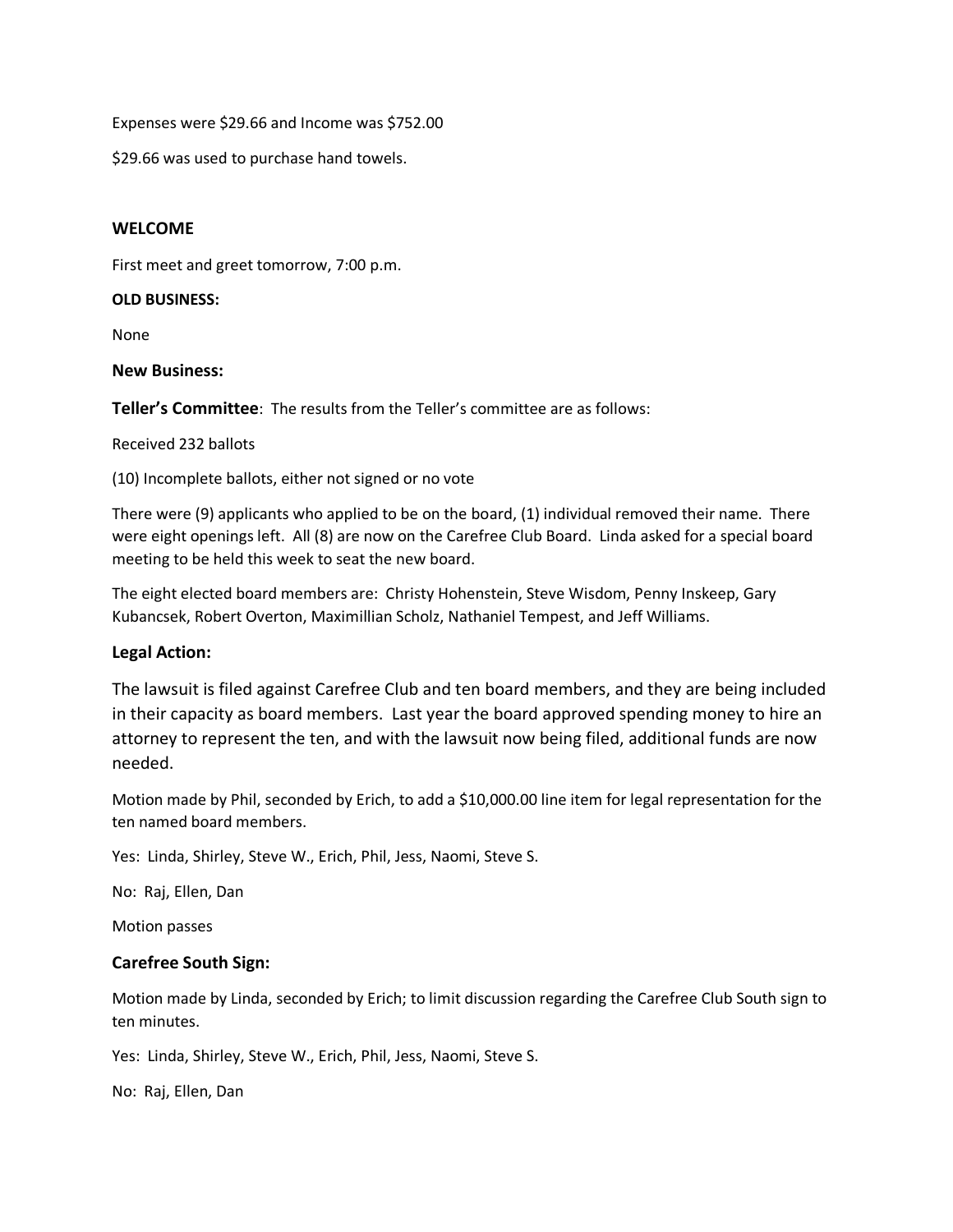Expenses were $29.66 and Income was $752.00

$29.66 was used to purchase hand towels.

**WELCOME**

First meet and greet tomorrow, 7:00 p.m.

**OLD BUSINESS:**

None

**New Business:**

**Teller's Committee**: The results from the Teller's committee are as follows:

Received 232 ballots

(10) Incomplete ballots, either not signed or no vote

There were (9) applicants who applied to be on the board, (1) individual removed their name. There were eight openings left. All (8) are now on the Carefree Club Board. Linda asked for a special board meeting to be held this week to seat the new board.

The eight elected board members are: Christy Hohenstein, Steve Wisdom, Penny Inskeep, Gary Kubancsek, Robert Overton, Maximillian Scholz, Nathaniel Tempest, and Jeff Williams.

**Legal Action:**

The lawsuit is filed against Carefree Club and ten board members, and they are being included in their capacity as board members. Last year the board approved spending money to hire an attorney to represent the ten, and with the lawsuit now being filed, additional funds are now needed.

Motion made by Phil, seconded by Erich, to add a $10,000.00 line item for legal representation for the ten named board members.

Yes: Linda, Shirley, Steve W., Erich, Phil, Jess, Naomi, Steve S.

No: Raj, Ellen, Dan

Motion passes

**Carefree South Sign:**

Motion made by Linda, seconded by Erich; to limit discussion regarding the Carefree Club South sign to ten minutes.

Yes: Linda, Shirley, Steve W., Erich, Phil, Jess, Naomi, Steve S.

No: Raj, Ellen, Dan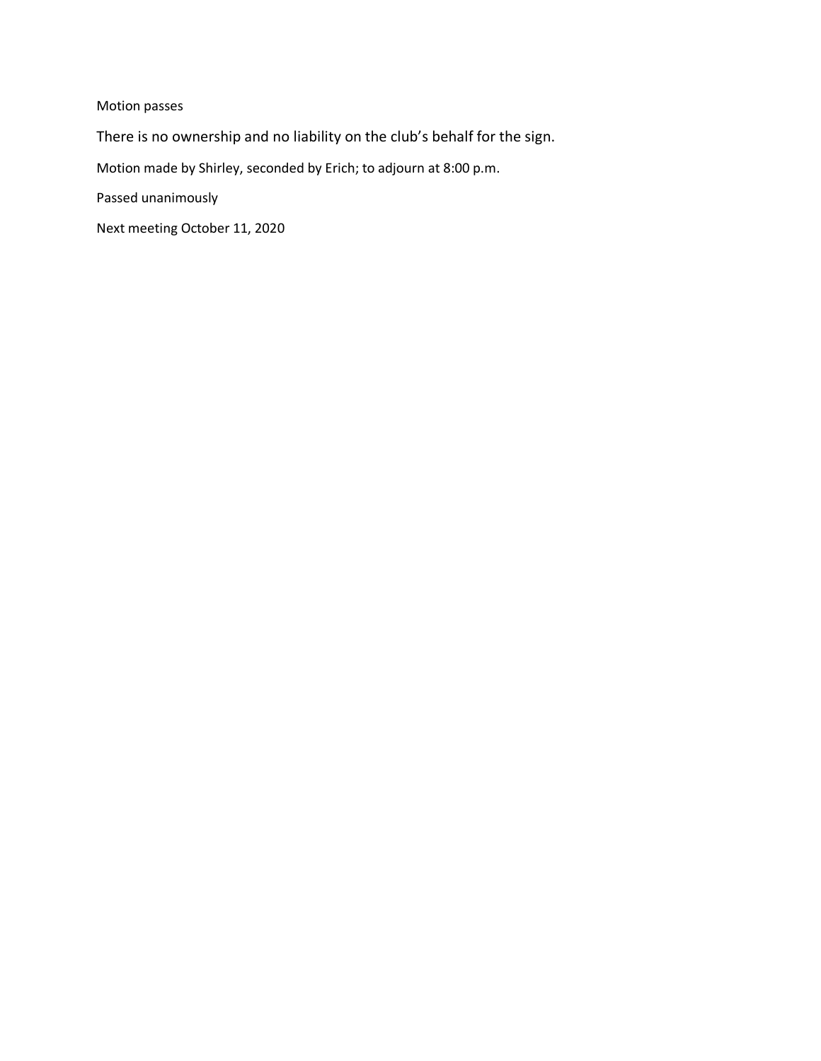Motion passes

There is no ownership and no liability on the club's behalf for the sign.

Motion made by Shirley, seconded by Erich; to adjourn at 8:00 p.m.

Passed unanimously

Next meeting October 11, 2020